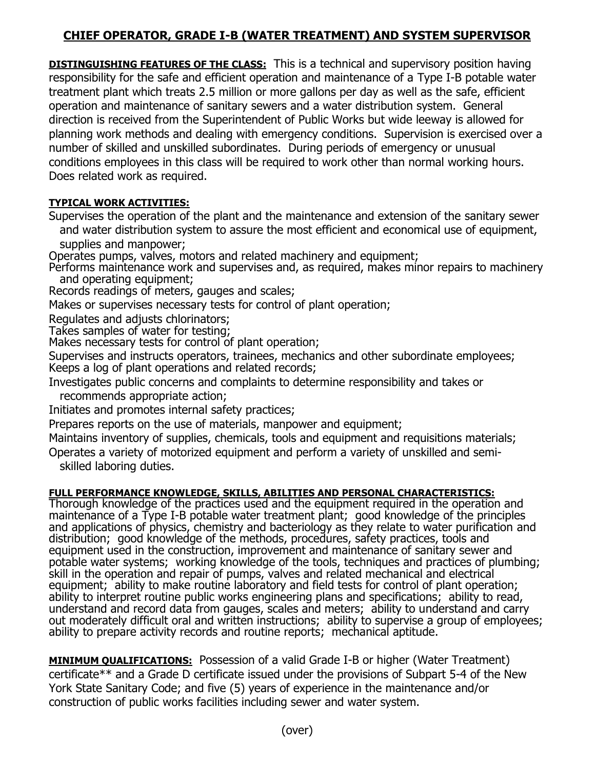# CHIEF OPERATOR, GRADE I-B (WATER TREATMENT) AND SYSTEM SUPERVISOR

**DISTINGUISHING FEATURES OF THE CLASS:** This is a technical and supervisory position having responsibility for the safe and efficient operation and maintenance of a Type I-B potable water treatment plant which treats 2.5 million or more gallons per day as well as the safe, efficient operation and maintenance of sanitary sewers and a water distribution system. General direction is received from the Superintendent of Public Works but wide leeway is allowed for planning work methods and dealing with emergency conditions. Supervision is exercised over a number of skilled and unskilled subordinates. During periods of emergency or unusual conditions employees in this class will be required to work other than normal working hours. Does related work as required.

**TYPICAL WORK ACTIVITIES:**

Supervises the operation of the plant and the maintenance and extension of the sanitary sewer and water distribution system to assure the most efficient and economical use of equipment, supplies and manpower;
Operates pumps, valves, motors and related machinery and equipment;
Performs maintenance work and supervises and, as required, makes minor repairs to machinery and operating equipment;
Records readings of meters, gauges and scales;
Makes or supervises necessary tests for control of plant operation;
Regulates and adjusts chlorinators;
Takes samples of water for testing;
Makes necessary tests for control of plant operation;
Supervises and instructs operators, trainees, mechanics and other subordinate employees;
Keeps a log of plant operations and related records;
Investigates public concerns and complaints to determine responsibility and takes or recommends appropriate action;
Initiates and promotes internal safety practices;
Prepares reports on the use of materials, manpower and equipment;
Maintains inventory of supplies, chemicals, tools and equipment and requisitions materials;
Operates a variety of motorized equipment and perform a variety of unskilled and semi-skilled laboring duties.

**FULL PERFORMANCE KNOWLEDGE, SKILLS, ABILITIES AND PERSONAL CHARACTERISTICS:**
Thorough knowledge of the practices used and the equipment required in the operation and maintenance of a Type I-B potable water treatment plant; good knowledge of the principles and applications of physics, chemistry and bacteriology as they relate to water purification and distribution; good knowledge of the methods, procedures, safety practices, tools and equipment used in the construction, improvement and maintenance of sanitary sewer and potable water systems; working knowledge of the tools, techniques and practices of plumbing; skill in the operation and repair of pumps, valves and related mechanical and electrical equipment; ability to make routine laboratory and field tests for control of plant operation; ability to interpret routine public works engineering plans and specifications; ability to read, understand and record data from gauges, scales and meters; ability to understand and carry out moderately difficult oral and written instructions; ability to supervise a group of employees; ability to prepare activity records and routine reports; mechanical aptitude.

**MINIMUM QUALIFICATIONS:** Possession of a valid Grade I-B or higher (Water Treatment) certificate** and a Grade D certificate issued under the provisions of Subpart 5-4 of the New York State Sanitary Code; and five (5) years of experience in the maintenance and/or construction of public works facilities including sewer and water system.

(over)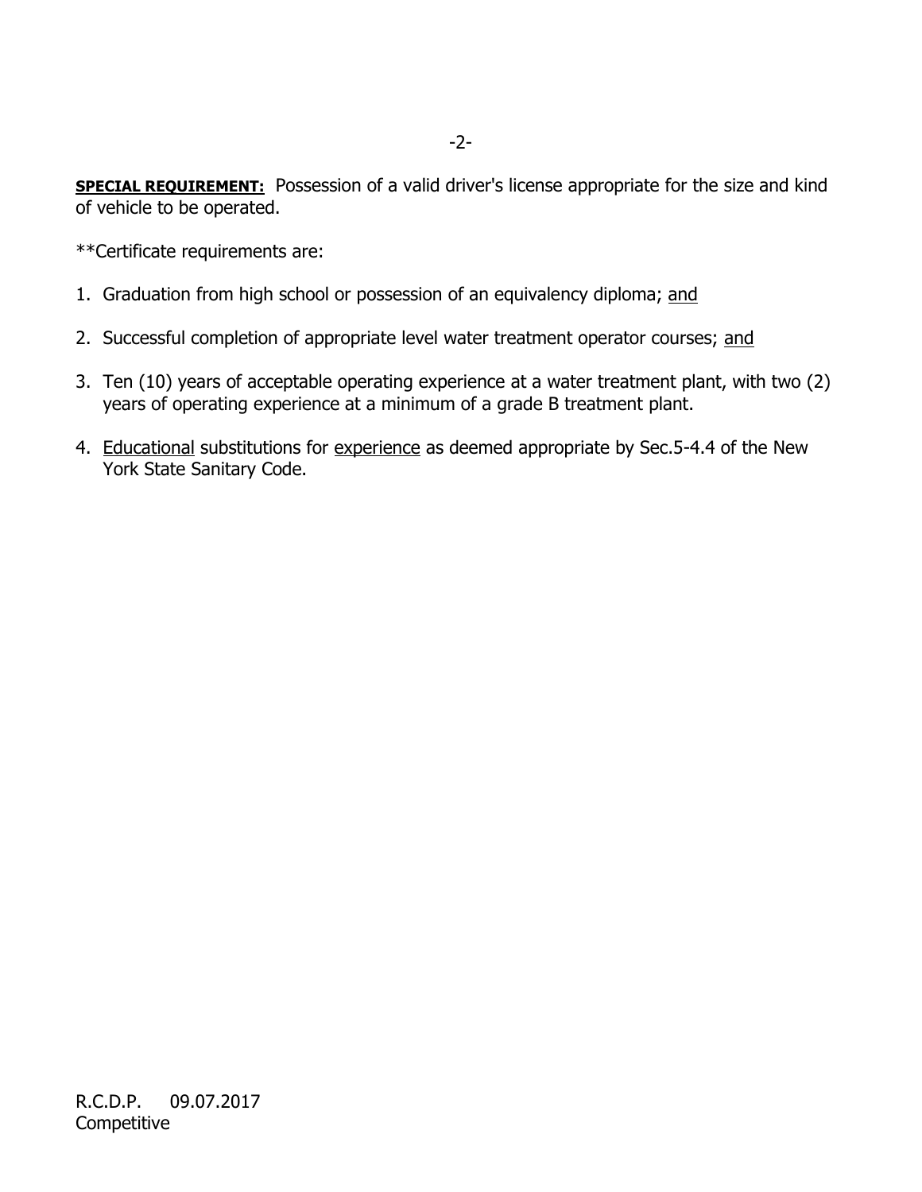**SPECIAL REQUIREMENT:** Possession of a valid driver's license appropriate for the size and kind of vehicle to be operated.

**Certificate requirements are:

1. Graduation from high school or possession of an equivalency diploma; and
2. Successful completion of appropriate level water treatment operator courses; and
3. Ten (10) years of acceptable operating experience at a water treatment plant, with two (2) years of operating experience at a minimum of a grade B treatment plant.
4. Educational substitutions for experience as deemed appropriate by Sec.5-4.4 of the New York State Sanitary Code.

R.C.D.P. 09.07.2017
Competitive